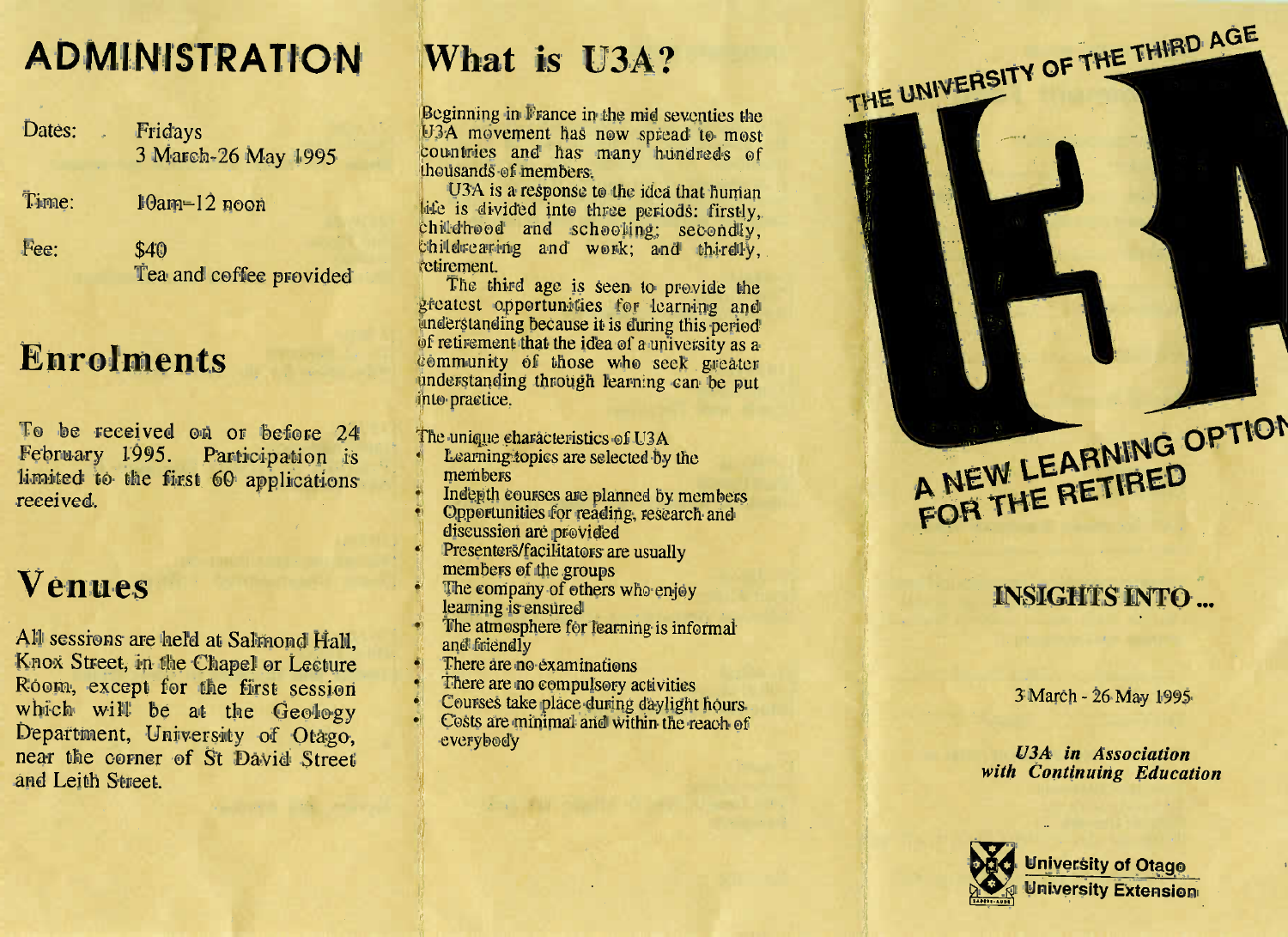# ADMINISTRATION

Dates: Fridays
3 March-26 May 1995

Time: 10am–12 noon

Fee: $40
Tea and coffee provided

# Enrolments

To be received on or before 24 February 1995. Participation is limited to the first 60 applications received.

# Venues

All sessions are held at Salmond Hall, Knox Street, in the Chapel or Lecture Room, except for the first session which will be at the Geology Department, University of Otago, near the corner of St David Street and Leith Street.

# What is U3A?

Beginning in France in the mid seventies the U3A movement has now spread to most countries and has many hundreds of thousands of members.

U3A is a response to the idea that human life is divided into three periods: firstly, childhood and schooling; secondly, childrearing and work; and thirdly, retirement.

The third age is seen to provide the greatest opportunities for learning and understanding because it is during this period of retirement that the idea of a university as a community of those who seek greater understanding through learning can be put into practice.

The unique characteristics of U3A

- Learning topics are selected by the members
- Indepth courses are planned by members
- Opportunities for reading, research and discussion are provided
- Presenters/facilitators are usually members of the groups
- The company of others who enjoy learning is ensured
- The atmosphere for learning is informal and friendly
- There are no examinations
- There are no compulsory activities
- Courses take place during daylight hours
- Costs are minimal and within the reach of everybody

# THE UNIVERSITY OF THE THIRD AGE

# U3A

## A NEW LEARNING OPTION FOR THE RETIRED

## INSIGHTS INTO ...

3 March - 26 May 1995

*U3A in Association with Continuing Education*

**University of Otago**
**University Extension**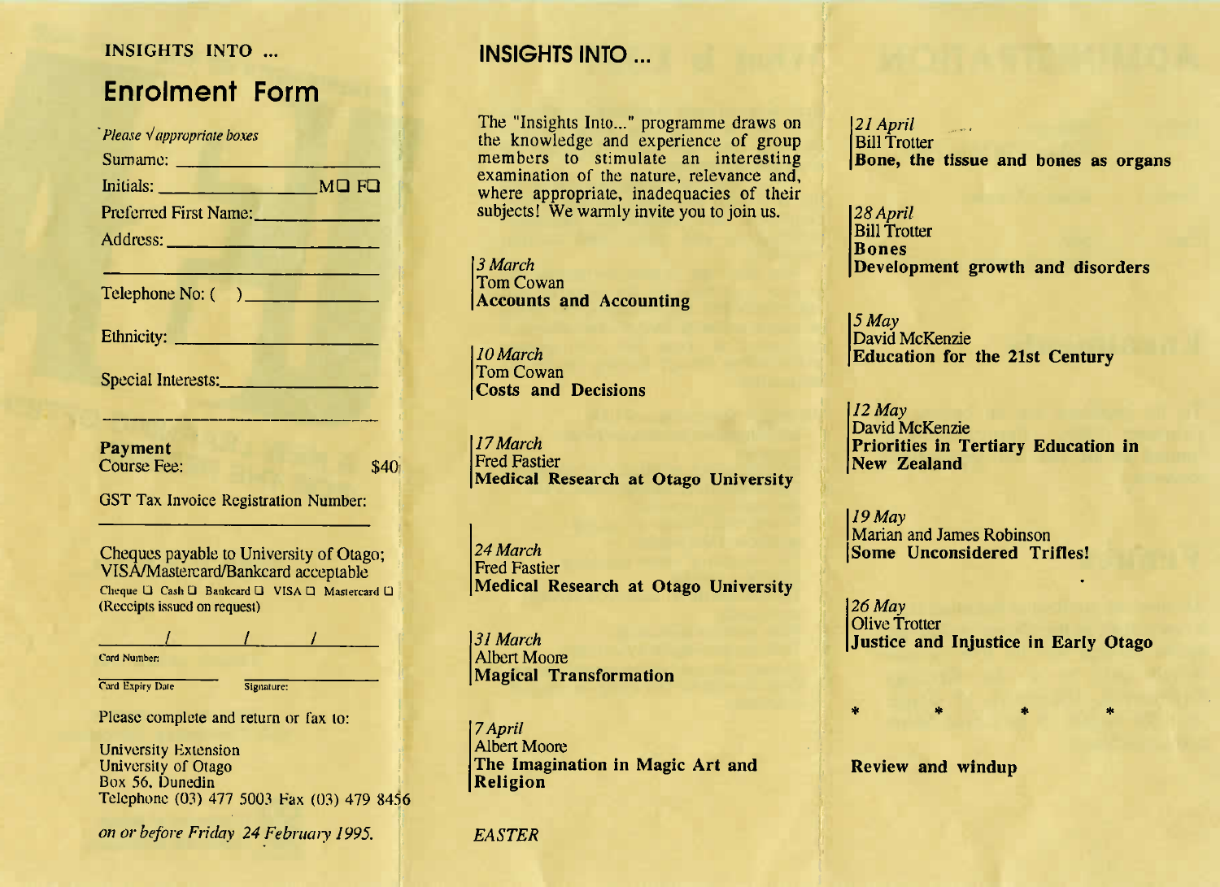INSIGHTS INTO ...

## Enrolment Form

*Please √ appropriate boxes*

Surname: ______________________

Initials: ______________ M☐ F☐

Preferred First Name: ______________

Address: ______________________

______________________________

Telephone No: ( ) ______________

Ethnicity: ______________________

Special Interests: ________________

______________________________

**Payment**

Course Fee: $40

GST Tax Invoice Registration Number:

______________________________

Cheques payable to University of Otago; VISA/Mastercard/Bankcard acceptable

Cheque ☐ Cash ☐ Bankcard ☐ VISA ☐ Mastercard ☐

(Receipts issued on request)

_____ / _____ / _____ / _____

Card Number:

______________ ______________

Card Expiry Date Signature:

Please complete and return or fax to:

University Extension
University of Otago
Box 56, Dunedin
Telephone (03) 477 5003 Fax (03) 479 8456

*on or before Friday 24 February 1995.*

## INSIGHTS INTO ...

The "Insights Into..." programme draws on the knowledge and experience of group members to stimulate an interesting examination of the nature, relevance and, where appropriate, inadequacies of their subjects! We warmly invite you to join us.

*3 March*
Tom Cowan
**Accounts and Accounting**

*10 March*
Tom Cowan
**Costs and Decisions**

*17 March*
Fred Fastier
**Medical Research at Otago University**

*24 March*
Fred Fastier
**Medical Research at Otago University**

*31 March*
Albert Moore
**Magical Transformation**

*7 April*
Albert Moore
**The Imagination in Magic Art and Religion**

*EASTER*

*21 April*
Bill Trotter
**Bone, the tissue and bones as organs**

*28 April*
Bill Trotter
**Bones**
**Development growth and disorders**

*5 May*
David McKenzie
**Education for the 21st Century**

*12 May*
David McKenzie
**Priorities in Tertiary Education in New Zealand**

*19 May*
Marian and James Robinson
**Some Unconsidered Trifles!**

*26 May*
Olive Trotter
**Justice and Injustice in Early Otago**

\* \* \* \*

**Review and windup**